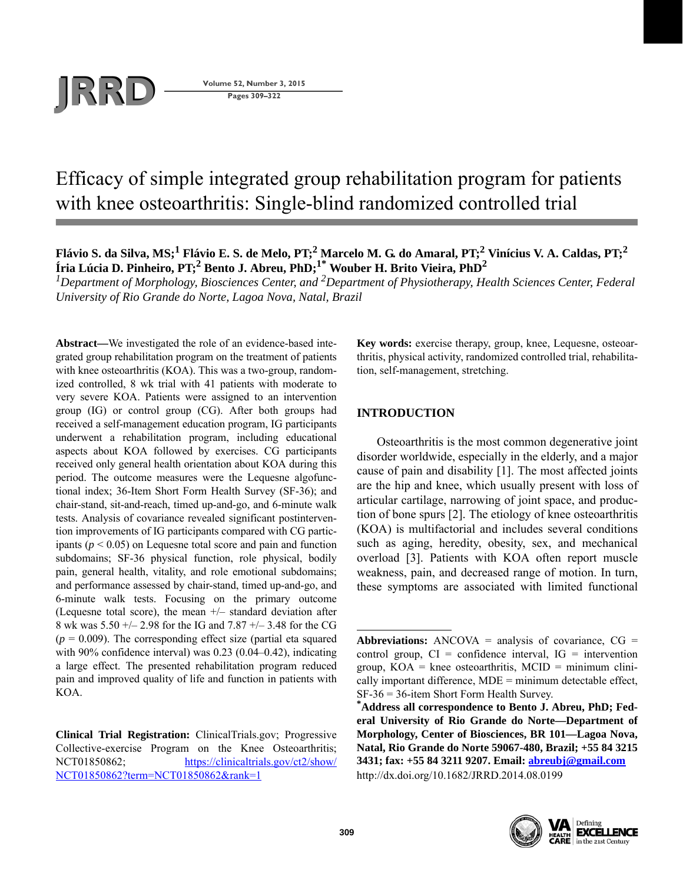# Efficacy of simple integrated group rehabilitation program for patients with knee osteoarthritis: Single-blind randomized controlled trial

**Flávio S. da Silva, MS;[1] Flávio E. S. de Melo, PT;[2] Marcelo M. G. do Amaral, PT;[2] Vinícius V. A. Caldas, PT;[2] Íria Lúcia D. Pinheiro, PT;[2] Bento J. Abreu, PhD;[1*] Wouber H. Brito Vieira, PhD[2]**

*[1]Department of Morphology, Biosciences Center, and [2]Department of Physiotherapy, Health Sciences Center, Federal University of Rio Grande do Norte, Lagoa Nova, Natal, Brazil*

**Abstract—**We investigated the role of an evidence-based integrated group rehabilitation program on the treatment of patients with knee osteoarthritis (KOA). This was a two-group, randomized controlled, 8 wk trial with 41 patients with moderate to very severe KOA. Patients were assigned to an intervention group (IG) or control group (CG). After both groups had received a self-management education program, IG participants underwent a rehabilitation program, including educational aspects about KOA followed by exercises. CG participants received only general health orientation about KOA during this period. The outcome measures were the Lequesne algofunctional index; 36-Item Short Form Health Survey (SF-36); and chair-stand, sit-and-reach, timed up-and-go, and 6-minute walk tests. Analysis of covariance revealed significant postintervention improvements of IG participants compared with CG participants ($p < 0.05$) on Lequesne total score and pain and function subdomains; SF-36 physical function, role physical, bodily pain, general health, vitality, and role emotional subdomains; and performance assessed by chair-stand, timed up-and-go, and 6-minute walk tests. Focusing on the primary outcome (Lequesne total score), the mean +/– standard deviation after 8 wk was 5.50 +/– 2.98 for the IG and 7.87 +/– 3.48 for the CG ($p = 0.009$). The corresponding effect size (partial eta squared with 90% confidence interval) was 0.23 (0.04–0.42), indicating a large effect. The presented rehabilitation program reduced pain and improved quality of life and function in patients with KOA.

**Clinical Trial Registration:** ClinicalTrials.gov; Progressive Collective-exercise Program on the Knee Osteoarthritis; NCT01850862; https://clinicaltrials.gov/ct2/show/NCT01850862?term=NCT01850862&rank=1

**Key words:** exercise therapy, group, knee, Lequesne, osteoarthritis, physical activity, randomized controlled trial, rehabilitation, self-management, stretching.

## INTRODUCTION

Osteoarthritis is the most common degenerative joint disorder worldwide, especially in the elderly, and a major cause of pain and disability [1]. The most affected joints are the hip and knee, which usually present with loss of articular cartilage, narrowing of joint space, and production of bone spurs [2]. The etiology of knee osteoarthritis (KOA) is multifactorial and includes several conditions such as aging, heredity, obesity, sex, and mechanical overload [3]. Patients with KOA often report muscle weakness, pain, and decreased range of motion. In turn, these symptoms are associated with limited functional

---

**Abbreviations:** ANCOVA = analysis of covariance, CG = control group, CI = confidence interval, IG = intervention group, KOA = knee osteoarthritis, MCID = minimum clinically important difference, MDE = minimum detectable effect, SF-36 = 36-item Short Form Health Survey.

**\*Address all correspondence to Bento J. Abreu, PhD; Federal University of Rio Grande do Norte—Department of Morphology, Center of Biosciences, BR 101—Lagoa Nova, Natal, Rio Grande do Norte 59067-480, Brazil; +55 84 3215 3431; fax: +55 84 3211 9207. Email: abreubj@gmail.com**

http://dx.doi.org/10.1682/JRRD.2014.08.0199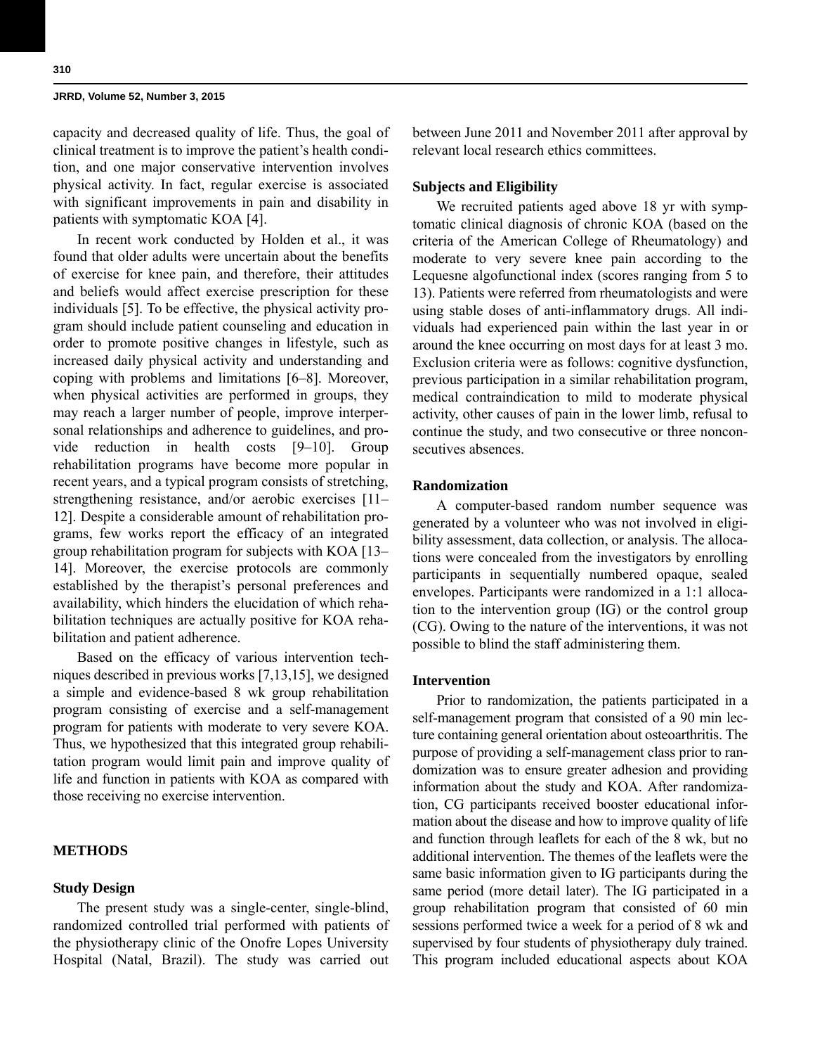capacity and decreased quality of life. Thus, the goal of clinical treatment is to improve the patient's health condition, and one major conservative intervention involves physical activity. In fact, regular exercise is associated with significant improvements in pain and disability in patients with symptomatic KOA [4].

In recent work conducted by Holden et al., it was found that older adults were uncertain about the benefits of exercise for knee pain, and therefore, their attitudes and beliefs would affect exercise prescription for these individuals [5]. To be effective, the physical activity program should include patient counseling and education in order to promote positive changes in lifestyle, such as increased daily physical activity and understanding and coping with problems and limitations [6–8]. Moreover, when physical activities are performed in groups, they may reach a larger number of people, improve interpersonal relationships and adherence to guidelines, and provide reduction in health costs [9–10]. Group rehabilitation programs have become more popular in recent years, and a typical program consists of stretching, strengthening resistance, and/or aerobic exercises [11–12]. Despite a considerable amount of rehabilitation programs, few works report the efficacy of an integrated group rehabilitation program for subjects with KOA [13–14]. Moreover, the exercise protocols are commonly established by the therapist's personal preferences and availability, which hinders the elucidation of which rehabilitation techniques are actually positive for KOA rehabilitation and patient adherence.

Based on the efficacy of various intervention techniques described in previous works [7,13,15], we designed a simple and evidence-based 8 wk group rehabilitation program consisting of exercise and a self-management program for patients with moderate to very severe KOA. Thus, we hypothesized that this integrated group rehabilitation program would limit pain and improve quality of life and function in patients with KOA as compared with those receiving no exercise intervention.

## METHODS

### Study Design

The present study was a single-center, single-blind, randomized controlled trial performed with patients of the physiotherapy clinic of the Onofre Lopes University Hospital (Natal, Brazil). The study was carried out between June 2011 and November 2011 after approval by relevant local research ethics committees.

### Subjects and Eligibility

We recruited patients aged above 18 yr with symptomatic clinical diagnosis of chronic KOA (based on the criteria of the American College of Rheumatology) and moderate to very severe knee pain according to the Lequesne algofunctional index (scores ranging from 5 to 13). Patients were referred from rheumatologists and were using stable doses of anti-inflammatory drugs. All individuals had experienced pain within the last year in or around the knee occurring on most days for at least 3 mo. Exclusion criteria were as follows: cognitive dysfunction, previous participation in a similar rehabilitation program, medical contraindication to mild to moderate physical activity, other causes of pain in the lower limb, refusal to continue the study, and two consecutive or three nonconsecutives absences.

### Randomization

A computer-based random number sequence was generated by a volunteer who was not involved in eligibility assessment, data collection, or analysis. The allocations were concealed from the investigators by enrolling participants in sequentially numbered opaque, sealed envelopes. Participants were randomized in a 1:1 allocation to the intervention group (IG) or the control group (CG). Owing to the nature of the interventions, it was not possible to blind the staff administering them.

### Intervention

Prior to randomization, the patients participated in a self-management program that consisted of a 90 min lecture containing general orientation about osteoarthritis. The purpose of providing a self-management class prior to randomization was to ensure greater adhesion and providing information about the study and KOA. After randomization, CG participants received booster educational information about the disease and how to improve quality of life and function through leaflets for each of the 8 wk, but no additional intervention. The themes of the leaflets were the same basic information given to IG participants during the same period (more detail later). The IG participated in a group rehabilitation program that consisted of 60 min sessions performed twice a week for a period of 8 wk and supervised by four students of physiotherapy duly trained. This program included educational aspects about KOA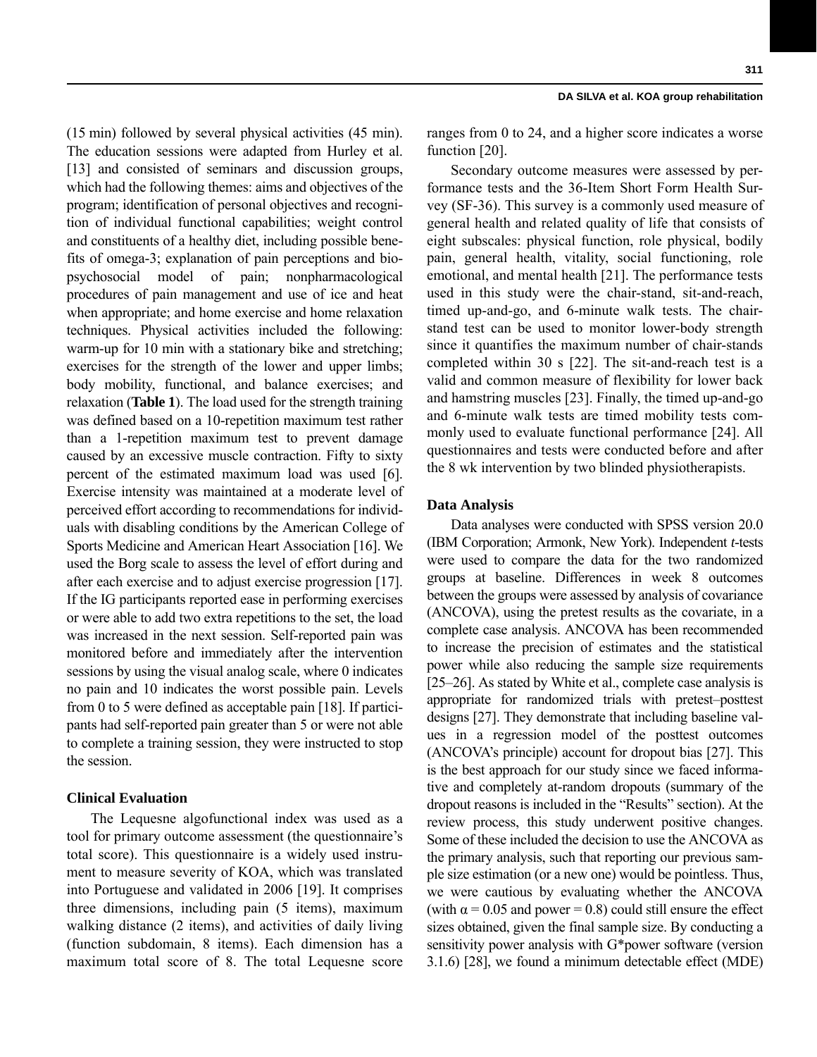(15 min) followed by several physical activities (45 min). The education sessions were adapted from Hurley et al. [13] and consisted of seminars and discussion groups, which had the following themes: aims and objectives of the program; identification of personal objectives and recognition of individual functional capabilities; weight control and constituents of a healthy diet, including possible benefits of omega-3; explanation of pain perceptions and biopsychosocial model of pain; nonpharmacological procedures of pain management and use of ice and heat when appropriate; and home exercise and home relaxation techniques. Physical activities included the following: warm-up for 10 min with a stationary bike and stretching; exercises for the strength of the lower and upper limbs; body mobility, functional, and balance exercises; and relaxation (**Table 1**). The load used for the strength training was defined based on a 10-repetition maximum test rather than a 1-repetition maximum test to prevent damage caused by an excessive muscle contraction. Fifty to sixty percent of the estimated maximum load was used [6]. Exercise intensity was maintained at a moderate level of perceived effort according to recommendations for individuals with disabling conditions by the American College of Sports Medicine and American Heart Association [16]. We used the Borg scale to assess the level of effort during and after each exercise and to adjust exercise progression [17]. If the IG participants reported ease in performing exercises or were able to add two extra repetitions to the set, the load was increased in the next session. Self-reported pain was monitored before and immediately after the intervention sessions by using the visual analog scale, where 0 indicates no pain and 10 indicates the worst possible pain. Levels from 0 to 5 were defined as acceptable pain [18]. If participants had self-reported pain greater than 5 or were not able to complete a training session, they were instructed to stop the session.

### Clinical Evaluation

The Lequesne algofunctional index was used as a tool for primary outcome assessment (the questionnaire's total score). This questionnaire is a widely used instrument to measure severity of KOA, which was translated into Portuguese and validated in 2006 [19]. It comprises three dimensions, including pain (5 items), maximum walking distance (2 items), and activities of daily living (function subdomain, 8 items). Each dimension has a maximum total score of 8. The total Lequesne score ranges from 0 to 24, and a higher score indicates a worse function [20].

Secondary outcome measures were assessed by performance tests and the 36-Item Short Form Health Survey (SF-36). This survey is a commonly used measure of general health and related quality of life that consists of eight subscales: physical function, role physical, bodily pain, general health, vitality, social functioning, role emotional, and mental health [21]. The performance tests used in this study were the chair-stand, sit-and-reach, timed up-and-go, and 6-minute walk tests. The chair-stand test can be used to monitor lower-body strength since it quantifies the maximum number of chair-stands completed within 30 s [22]. The sit-and-reach test is a valid and common measure of flexibility for lower back and hamstring muscles [23]. Finally, the timed up-and-go and 6-minute walk tests are timed mobility tests commonly used to evaluate functional performance [24]. All questionnaires and tests were conducted before and after the 8 wk intervention by two blinded physiotherapists.

### Data Analysis

Data analyses were conducted with SPSS version 20.0 (IBM Corporation; Armonk, New York). Independent *t*-tests were used to compare the data for the two randomized groups at baseline. Differences in week 8 outcomes between the groups were assessed by analysis of covariance (ANCOVA), using the pretest results as the covariate, in a complete case analysis. ANCOVA has been recommended to increase the precision of estimates and the statistical power while also reducing the sample size requirements [25–26]. As stated by White et al., complete case analysis is appropriate for randomized trials with pretest–posttest designs [27]. They demonstrate that including baseline values in a regression model of the posttest outcomes (ANCOVA's principle) account for dropout bias [27]. This is the best approach for our study since we faced informative and completely at-random dropouts (summary of the dropout reasons is included in the "Results" section). At the review process, this study underwent positive changes. Some of these included the decision to use the ANCOVA as the primary analysis, such that reporting our previous sample size estimation (or a new one) would be pointless. Thus, we were cautious by evaluating whether the ANCOVA (with $\alpha = 0.05$ and power = 0.8) could still ensure the effect sizes obtained, given the final sample size. By conducting a sensitivity power analysis with G*power software (version 3.1.6) [28], we found a minimum detectable effect (MDE)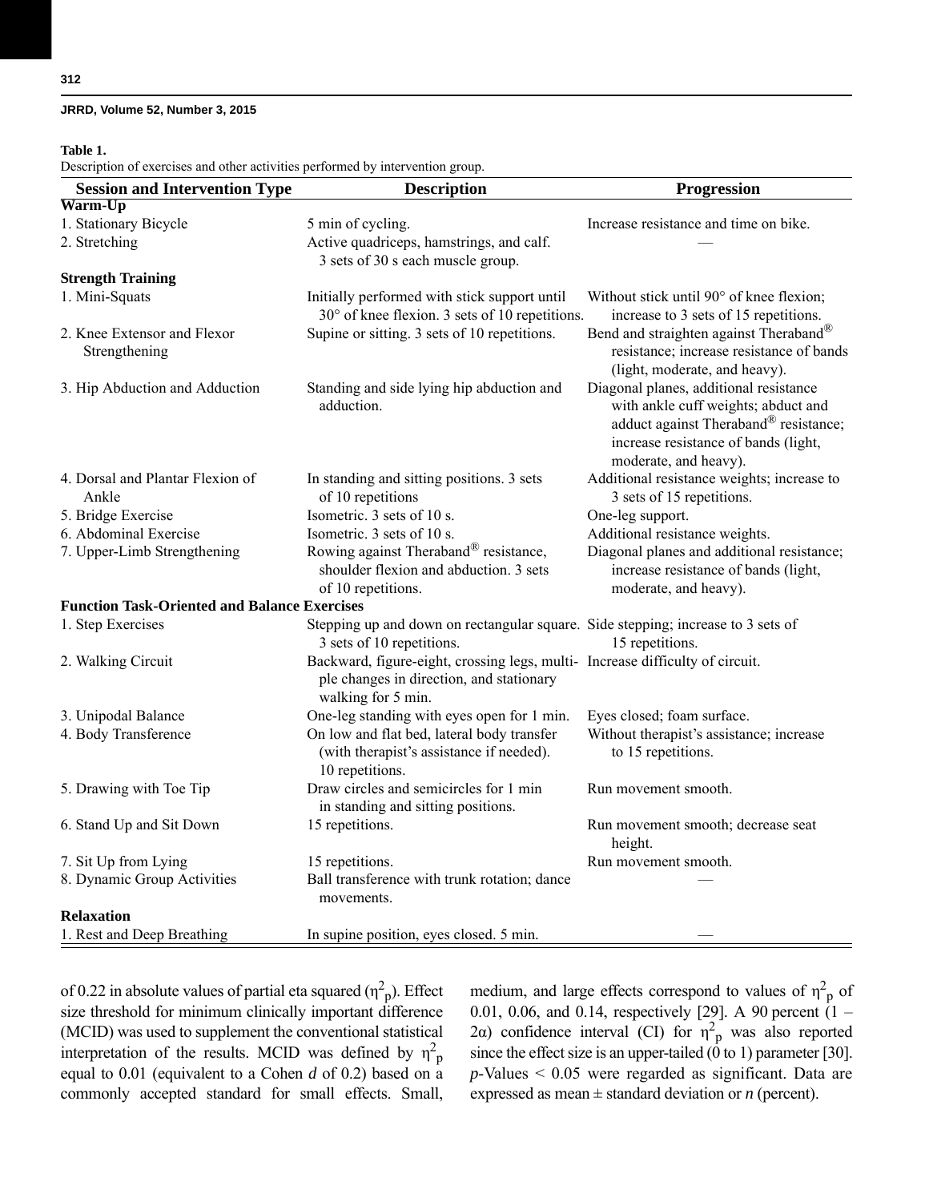**Table 1.**
Description of exercises and other activities performed by intervention group.

| Session and Intervention Type | Description | Progression |
|---|---|---|
| **Warm-Up** | | |
| 1. Stationary Bicycle | 5 min of cycling. | Increase resistance and time on bike. |
| 2. Stretching | Active quadriceps, hamstrings, and calf. 3 sets of 30 s each muscle group. | — |
| **Strength Training** | | |
| 1. Mini-Squats | Initially performed with stick support until 30° of knee flexion. 3 sets of 10 repetitions. | Without stick until 90° of knee flexion; increase to 3 sets of 15 repetitions. |
| 2. Knee Extensor and Flexor Strengthening | Supine or sitting. 3 sets of 10 repetitions. | Bend and straighten against Theraband® resistance; increase resistance of bands (light, moderate, and heavy). |
| 3. Hip Abduction and Adduction | Standing and side lying hip abduction and adduction. | Diagonal planes, additional resistance with ankle cuff weights; abduct and adduct against Theraband® resistance; increase resistance of bands (light, moderate, and heavy). |
| 4. Dorsal and Plantar Flexion of Ankle | In standing and sitting positions. 3 sets of 10 repetitions | Additional resistance weights; increase to 3 sets of 15 repetitions. |
| 5. Bridge Exercise | Isometric. 3 sets of 10 s. | One-leg support. |
| 6. Abdominal Exercise | Isometric. 3 sets of 10 s. | Additional resistance weights. |
| 7. Upper-Limb Strengthening | Rowing against Theraband® resistance, shoulder flexion and abduction. 3 sets of 10 repetitions. | Diagonal planes and additional resistance; increase resistance of bands (light, moderate, and heavy). |
| **Function Task-Oriented and Balance Exercises** | | |
| 1. Step Exercises | Stepping up and down on rectangular square. 3 sets of 10 repetitions. | Side stepping; increase to 3 sets of 15 repetitions. |
| 2. Walking Circuit | Backward, figure-eight, crossing legs, multiple changes in direction, and stationary walking for 5 min. | Increase difficulty of circuit. |
| 3. Unipodal Balance | One-leg standing with eyes open for 1 min. | Eyes closed; foam surface. |
| 4. Body Transference | On low and flat bed, lateral body transfer (with therapist's assistance if needed). 10 repetitions. | Without therapist's assistance; increase to 15 repetitions. |
| 5. Drawing with Toe Tip | Draw circles and semicircles for 1 min in standing and sitting positions. | Run movement smooth. |
| 6. Stand Up and Sit Down | 15 repetitions. | Run movement smooth; decrease seat height. |
| 7. Sit Up from Lying | 15 repetitions. | Run movement smooth. |
| 8. Dynamic Group Activities | Ball transference with trunk rotation; dance movements. | — |
| **Relaxation** | | |
| 1. Rest and Deep Breathing | In supine position, eyes closed. 5 min. | — |

of 0.22 in absolute values of partial eta squared ($\eta^2_p$). Effect size threshold for minimum clinically important difference (MCID) was used to supplement the conventional statistical interpretation of the results. MCID was defined by $\eta^2_p$ equal to 0.01 (equivalent to a Cohen *d* of 0.2) based on a commonly accepted standard for small effects. Small, medium, and large effects correspond to values of $\eta^2_p$ of 0.01, 0.06, and 0.14, respectively [29]. A 90 percent ($1 - 2\alpha$) confidence interval (CI) for $\eta^2_p$ was also reported since the effect size is an upper-tailed (0 to 1) parameter [30]. *p*-Values $< 0.05$ were regarded as significant. Data are expressed as mean ± standard deviation or *n* (percent).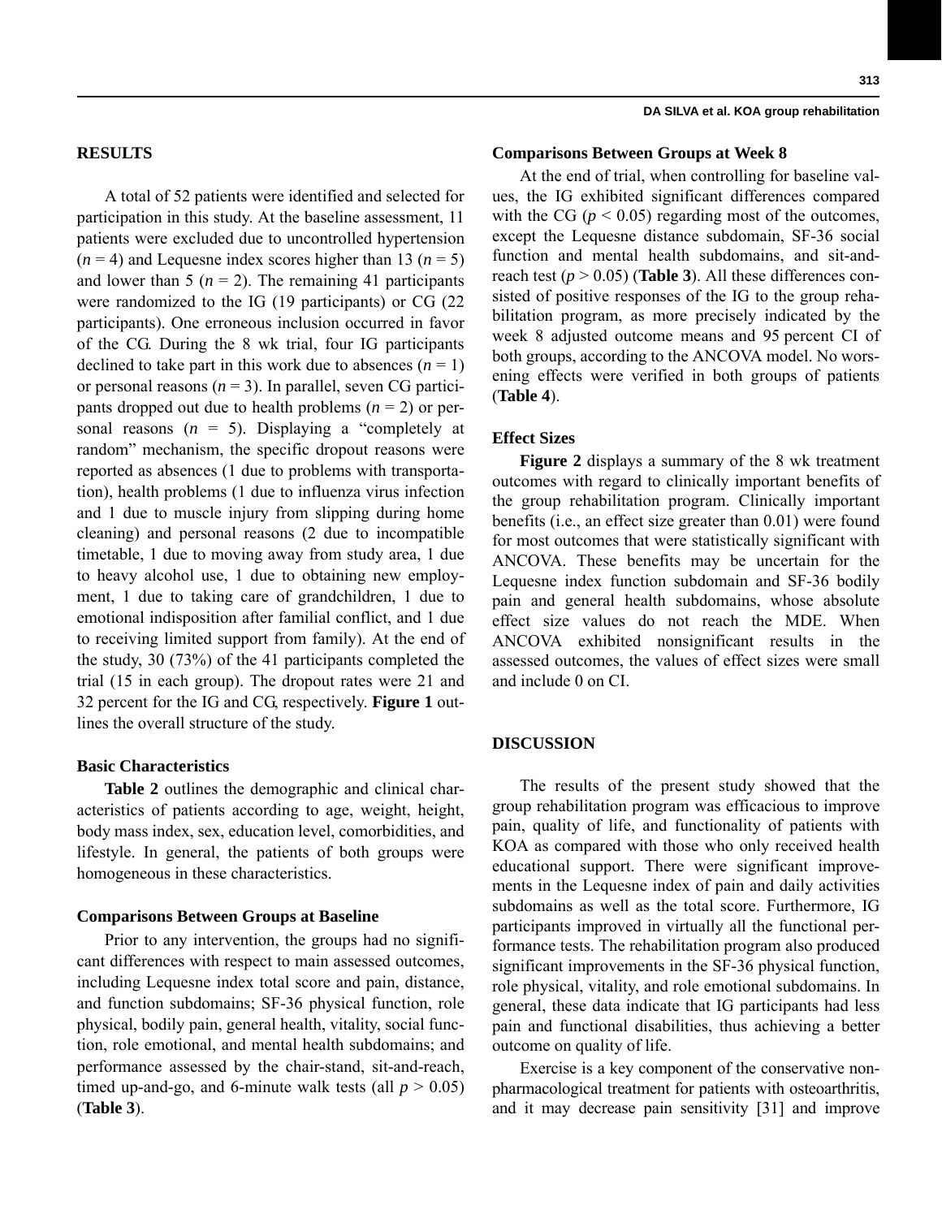## RESULTS

A total of 52 patients were identified and selected for participation in this study. At the baseline assessment, 11 patients were excluded due to uncontrolled hypertension ($n = 4$) and Lequesne index scores higher than 13 ($n = 5$) and lower than 5 ($n = 2$). The remaining 41 participants were randomized to the IG (19 participants) or CG (22 participants). One erroneous inclusion occurred in favor of the CG. During the 8 wk trial, four IG participants declined to take part in this work due to absences ($n = 1$) or personal reasons ($n = 3$). In parallel, seven CG participants dropped out due to health problems ($n = 2$) or personal reasons ($n = 5$). Displaying a "completely at random" mechanism, the specific dropout reasons were reported as absences (1 due to problems with transportation), health problems (1 due to influenza virus infection and 1 due to muscle injury from slipping during home cleaning) and personal reasons (2 due to incompatible timetable, 1 due to moving away from study area, 1 due to heavy alcohol use, 1 due to obtaining new employment, 1 due to taking care of grandchildren, 1 due to emotional indisposition after familial conflict, and 1 due to receiving limited support from family). At the end of the study, 30 (73%) of the 41 participants completed the trial (15 in each group). The dropout rates were 21 and 32 percent for the IG and CG, respectively. **Figure 1** outlines the overall structure of the study.

### Basic Characteristics

**Table 2** outlines the demographic and clinical characteristics of patients according to age, weight, height, body mass index, sex, education level, comorbidities, and lifestyle. In general, the patients of both groups were homogeneous in these characteristics.

### Comparisons Between Groups at Baseline

Prior to any intervention, the groups had no significant differences with respect to main assessed outcomes, including Lequesne index total score and pain, distance, and function subdomains; SF-36 physical function, role physical, bodily pain, general health, vitality, social function, role emotional, and mental health subdomains; and performance assessed by the chair-stand, sit-and-reach, timed up-and-go, and 6-minute walk tests (all $p > 0.05$) (**Table 3**).

### Comparisons Between Groups at Week 8

At the end of trial, when controlling for baseline values, the IG exhibited significant differences compared with the CG ($p < 0.05$) regarding most of the outcomes, except the Lequesne distance subdomain, SF-36 social function and mental health subdomains, and sit-and-reach test ($p > 0.05$) (**Table 3**). All these differences consisted of positive responses of the IG to the group rehabilitation program, as more precisely indicated by the week 8 adjusted outcome means and 95 percent CI of both groups, according to the ANCOVA model. No worsening effects were verified in both groups of patients (**Table 4**).

### Effect Sizes

**Figure 2** displays a summary of the 8 wk treatment outcomes with regard to clinically important benefits of the group rehabilitation program. Clinically important benefits (i.e., an effect size greater than 0.01) were found for most outcomes that were statistically significant with ANCOVA. These benefits may be uncertain for the Lequesne index function subdomain and SF-36 bodily pain and general health subdomains, whose absolute effect size values do not reach the MDE. When ANCOVA exhibited nonsignificant results in the assessed outcomes, the values of effect sizes were small and include 0 on CI.

## DISCUSSION

The results of the present study showed that the group rehabilitation program was efficacious to improve pain, quality of life, and functionality of patients with KOA as compared with those who only received health educational support. There were significant improvements in the Lequesne index of pain and daily activities subdomains as well as the total score. Furthermore, IG participants improved in virtually all the functional performance tests. The rehabilitation program also produced significant improvements in the SF-36 physical function, role physical, vitality, and role emotional subdomains. In general, these data indicate that IG participants had less pain and functional disabilities, thus achieving a better outcome on quality of life.

Exercise is a key component of the conservative nonpharmacological treatment for patients with osteoarthritis, and it may decrease pain sensitivity [31] and improve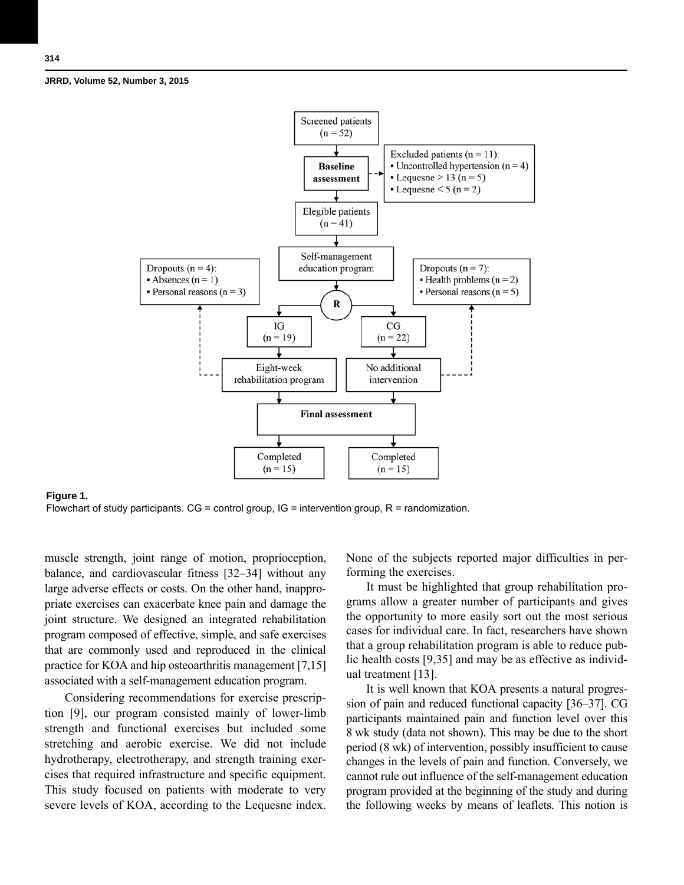Screened patients
(n = 52)

Baseline assessment

Excluded patients (n = 11):
- Uncontrolled hypertension (n = 4)
- Lequesne > 13 (n = 5)
- Lequesne < 5 (n = 2)

Elegible patients
(n = 41)

Self-management education program

Dropouts (n = 4):
- Absences (n = 1)
- Personal reasons (n = 3)

Dropouts (n = 7):
- Health problems (n = 2)
- Personal reasons (n = 5)

R

IG
(n = 19)

CG
(n = 22)

Eight-week rehabilitation program

No additional intervention

Final assessment

Completed
(n = 15)

Completed
(n = 15)

**Figure 1.**
Flowchart of study participants. CG = control group, IG = intervention group, R = randomization.

muscle strength, joint range of motion, proprioception, balance, and cardiovascular fitness [32–34] without any large adverse effects or costs. On the other hand, inappropriate exercises can exacerbate knee pain and damage the joint structure. We designed an integrated rehabilitation program composed of effective, simple, and safe exercises that are commonly used and reproduced in the clinical practice for KOA and hip osteoarthritis management [7,15] associated with a self-management education program.

Considering recommendations for exercise prescription [9], our program consisted mainly of lower-limb strength and functional exercises but included some stretching and aerobic exercise. We did not include hydrotherapy, electrotherapy, and strength training exercises that required infrastructure and specific equipment. This study focused on patients with moderate to very severe levels of KOA, according to the Lequesne index. None of the subjects reported major difficulties in performing the exercises.

It must be highlighted that group rehabilitation programs allow a greater number of participants and gives the opportunity to more easily sort out the most serious cases for individual care. In fact, researchers have shown that a group rehabilitation program is able to reduce public health costs [9,35] and may be as effective as individual treatment [13].

It is well known that KOA presents a natural progression of pain and reduced functional capacity [36–37]. CG participants maintained pain and function level over this 8 wk study (data not shown). This may be due to the short period (8 wk) of intervention, possibly insufficient to cause changes in the levels of pain and function. Conversely, we cannot rule out influence of the self-management education program provided at the beginning of the study and during the following weeks by means of leaflets. This notion is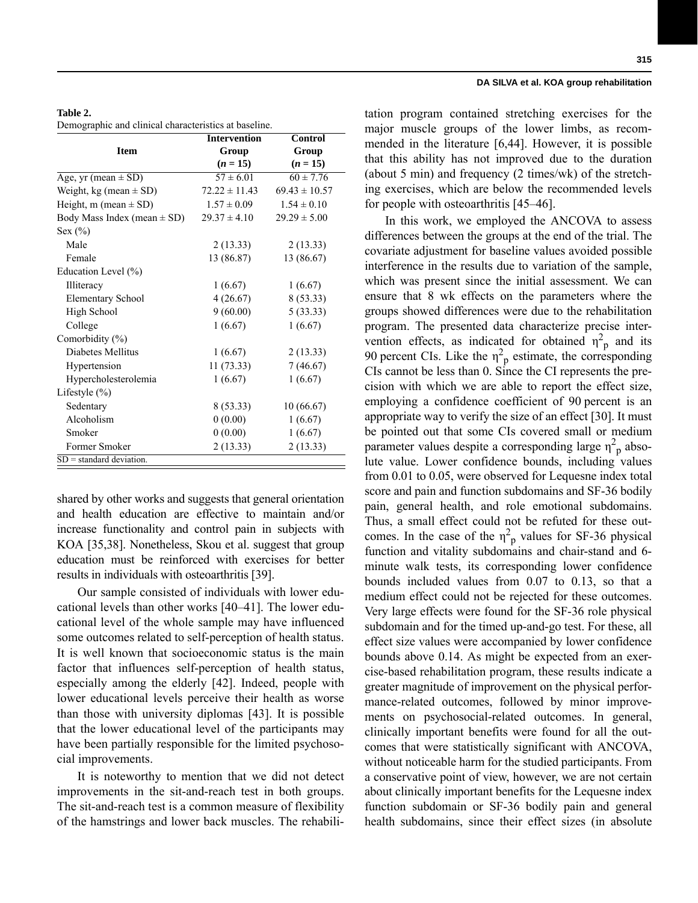**Table 2.**
Demographic and clinical characteristics at baseline.

| Item | Intervention Group ($n$ = 15) | Control Group ($n$ = 15) |
|---|---|---|
| Age, yr (mean ± SD) | 57 ± 6.01 | 60 ± 7.76 |
| Weight, kg (mean ± SD) | 72.22 ± 11.43 | 69.43 ± 10.57 |
| Height, m (mean ± SD) | 1.57 ± 0.09 | 1.54 ± 0.10 |
| Body Mass Index (mean ± SD) | 29.37 ± 4.10 | 29.29 ± 5.00 |
| Sex (%) | | |
| Male | 2 (13.33) | 2 (13.33) |
| Female | 13 (86.87) | 13 (86.67) |
| Education Level (%) | | |
| Illiteracy | 1 (6.67) | 1 (6.67) |
| Elementary School | 4 (26.67) | 8 (53.33) |
| High School | 9 (60.00) | 5 (33.33) |
| College | 1 (6.67) | 1 (6.67) |
| Comorbidity (%) | | |
| Diabetes Mellitus | 1 (6.67) | 2 (13.33) |
| Hypertension | 11 (73.33) | 7 (46.67) |
| Hypercholesterolemia | 1 (6.67) | 1 (6.67) |
| Lifestyle (%) | | |
| Sedentary | 8 (53.33) | 10 (66.67) |
| Alcoholism | 0 (0.00) | 1 (6.67) |
| Smoker | 0 (0.00) | 1 (6.67) |
| Former Smoker | 2 (13.33) | 2 (13.33) |

SD = standard deviation.

shared by other works and suggests that general orientation and health education are effective to maintain and/or increase functionality and control pain in subjects with KOA [35,38]. Nonetheless, Skou et al. suggest that group education must be reinforced with exercises for better results in individuals with osteoarthritis [39].

Our sample consisted of individuals with lower educational levels than other works [40–41]. The lower educational level of the whole sample may have influenced some outcomes related to self-perception of health status. It is well known that socioeconomic status is the main factor that influences self-perception of health status, especially among the elderly [42]. Indeed, people with lower educational levels perceive their health as worse than those with university diplomas [43]. It is possible that the lower educational level of the participants may have been partially responsible for the limited psychosocial improvements.

It is noteworthy to mention that we did not detect improvements in the sit-and-reach test in both groups. The sit-and-reach test is a common measure of flexibility of the hamstrings and lower back muscles. The rehabilitation program contained stretching exercises for the major muscle groups of the lower limbs, as recommended in the literature [6,44]. However, it is possible that this ability has not improved due to the duration (about 5 min) and frequency (2 times/wk) of the stretching exercises, which are below the recommended levels for people with osteoarthritis [45–46].

In this work, we employed the ANCOVA to assess differences between the groups at the end of the trial. The covariate adjustment for baseline values avoided possible interference in the results due to variation of the sample, which was present since the initial assessment. We can ensure that 8 wk effects on the parameters where the groups showed differences were due to the rehabilitation program. The presented data characterize precise intervention effects, as indicated for obtained $\eta^2_p$ and its 90 percent CIs. Like the $\eta^2_p$ estimate, the corresponding CIs cannot be less than 0. Since the CI represents the precision with which we are able to report the effect size, employing a confidence coefficient of 90 percent is an appropriate way to verify the size of an effect [30]. It must be pointed out that some CIs covered small or medium parameter values despite a corresponding large $\eta^2_p$ absolute value. Lower confidence bounds, including values from 0.01 to 0.05, were observed for Lequesne index total score and pain and function subdomains and SF-36 bodily pain, general health, and role emotional subdomains. Thus, a small effect could not be refuted for these outcomes. In the case of the $\eta^2_p$ values for SF-36 physical function and vitality subdomains and chair-stand and 6-minute walk tests, its corresponding lower confidence bounds included values from 0.07 to 0.13, so that a medium effect could not be rejected for these outcomes. Very large effects were found for the SF-36 role physical subdomain and for the timed up-and-go test. For these, all effect size values were accompanied by lower confidence bounds above 0.14. As might be expected from an exercise-based rehabilitation program, these results indicate a greater magnitude of improvement on the physical performance-related outcomes, followed by minor improvements on psychosocial-related outcomes. In general, clinically important benefits were found for all the outcomes that were statistically significant with ANCOVA, without noticeable harm for the studied participants. From a conservative point of view, however, we are not certain about clinically important benefits for the Lequesne index function subdomain or SF-36 bodily pain and general health subdomains, since their effect sizes (in absolute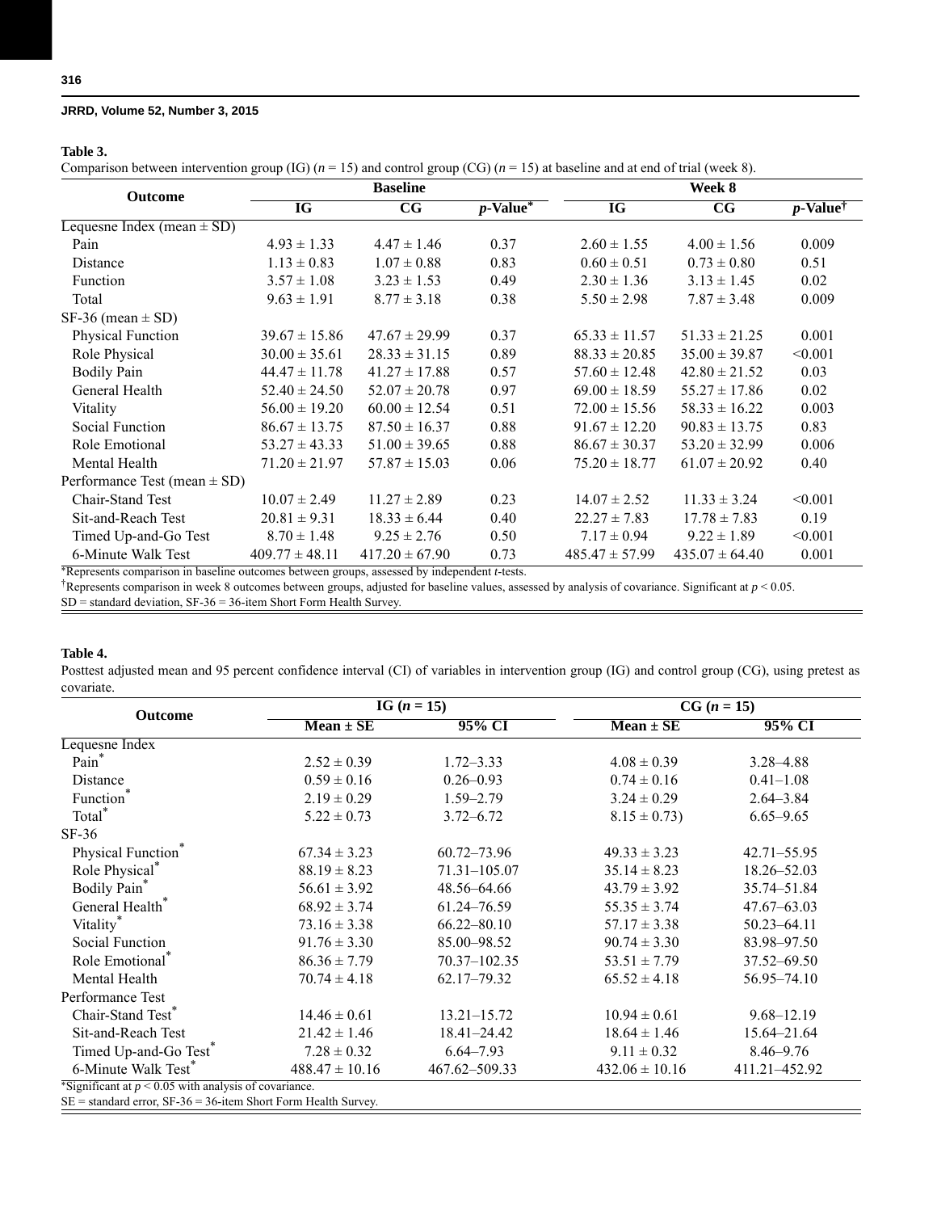**Table 3.**

Comparison between intervention group (IG) ($n$ = 15) and control group (CG) ($n$ = 15) at baseline and at end of trial (week 8).

| Outcome | Baseline | | | Week 8 | | |
|---|---|---|---|---|---|---|
| | IG | CG | $p$-Value* | IG | CG | $p$-Value† |
| Lequesne Index (mean ± SD) | | | | | | |
| Pain | 4.93 ± 1.33 | 4.47 ± 1.46 | 0.37 | 2.60 ± 1.55 | 4.00 ± 1.56 | 0.009 |
| Distance | 1.13 ± 0.83 | 1.07 ± 0.88 | 0.83 | 0.60 ± 0.51 | 0.73 ± 0.80 | 0.51 |
| Function | 3.57 ± 1.08 | 3.23 ± 1.53 | 0.49 | 2.30 ± 1.36 | 3.13 ± 1.45 | 0.02 |
| Total | 9.63 ± 1.91 | 8.77 ± 3.18 | 0.38 | 5.50 ± 2.98 | 7.87 ± 3.48 | 0.009 |
| SF-36 (mean ± SD) | | | | | | |
| Physical Function | 39.67 ± 15.86 | 47.67 ± 29.99 | 0.37 | 65.33 ± 11.57 | 51.33 ± 21.25 | 0.001 |
| Role Physical | 30.00 ± 35.61 | 28.33 ± 31.15 | 0.89 | 88.33 ± 20.85 | 35.00 ± 39.87 | <0.001 |
| Bodily Pain | 44.47 ± 11.78 | 41.27 ± 17.88 | 0.57 | 57.60 ± 12.48 | 42.80 ± 21.52 | 0.03 |
| General Health | 52.40 ± 24.50 | 52.07 ± 20.78 | 0.97 | 69.00 ± 18.59 | 55.27 ± 17.86 | 0.02 |
| Vitality | 56.00 ± 19.20 | 60.00 ± 12.54 | 0.51 | 72.00 ± 15.56 | 58.33 ± 16.22 | 0.003 |
| Social Function | 86.67 ± 13.75 | 87.50 ± 16.37 | 0.88 | 91.67 ± 12.20 | 90.83 ± 13.75 | 0.83 |
| Role Emotional | 53.27 ± 43.33 | 51.00 ± 39.65 | 0.88 | 86.67 ± 30.37 | 53.20 ± 32.99 | 0.006 |
| Mental Health | 71.20 ± 21.97 | 57.87 ± 15.03 | 0.06 | 75.20 ± 18.77 | 61.07 ± 20.92 | 0.40 |
| Performance Test (mean ± SD) | | | | | | |
| Chair-Stand Test | 10.07 ± 2.49 | 11.27 ± 2.89 | 0.23 | 14.07 ± 2.52 | 11.33 ± 3.24 | <0.001 |
| Sit-and-Reach Test | 20.81 ± 9.31 | 18.33 ± 6.44 | 0.40 | 22.27 ± 7.83 | 17.78 ± 7.83 | 0.19 |
| Timed Up-and-Go Test | 8.70 ± 1.48 | 9.25 ± 2.76 | 0.50 | 7.17 ± 0.94 | 9.22 ± 1.89 | <0.001 |
| 6-Minute Walk Test | 409.77 ± 48.11 | 417.20 ± 67.90 | 0.73 | 485.47 ± 57.99 | 435.07 ± 64.40 | 0.001 |

*Represents comparison in baseline outcomes between groups, assessed by independent $t$-tests.

†Represents comparison in week 8 outcomes between groups, adjusted for baseline values, assessed by analysis of covariance. Significant at $p < 0.05$.

SD = standard deviation, SF-36 = 36-item Short Form Health Survey.

**Table 4.**

Posttest adjusted mean and 95 percent confidence interval (CI) of variables in intervention group (IG) and control group (CG), using pretest as covariate.

| Outcome | IG ($n$ = 15) | | CG ($n$ = 15) | |
|---|---|---|---|---|
| | Mean ± SE | 95% CI | Mean ± SE | 95% CI |
| Lequesne Index | | | | |
| Pain* | 2.52 ± 0.39 | 1.72–3.33 | 4.08 ± 0.39 | 3.28–4.88 |
| Distance | 0.59 ± 0.16 | 0.26–0.93 | 0.74 ± 0.16 | 0.41–1.08 |
| Function* | 2.19 ± 0.29 | 1.59–2.79 | 3.24 ± 0.29 | 2.64–3.84 |
| Total* | 5.22 ± 0.73 | 3.72–6.72 | 8.15 ± 0.73) | 6.65–9.65 |
| SF-36 | | | | |
| Physical Function* | 67.34 ± 3.23 | 60.72–73.96 | 49.33 ± 3.23 | 42.71–55.95 |
| Role Physical* | 88.19 ± 8.23 | 71.31–105.07 | 35.14 ± 8.23 | 18.26–52.03 |
| Bodily Pain* | 56.61 ± 3.92 | 48.56–64.66 | 43.79 ± 3.92 | 35.74–51.84 |
| General Health* | 68.92 ± 3.74 | 61.24–76.59 | 55.35 ± 3.74 | 47.67–63.03 |
| Vitality* | 73.16 ± 3.38 | 66.22–80.10 | 57.17 ± 3.38 | 50.23–64.11 |
| Social Function | 91.76 ± 3.30 | 85.00–98.52 | 90.74 ± 3.30 | 83.98–97.50 |
| Role Emotional* | 86.36 ± 7.79 | 70.37–102.35 | 53.51 ± 7.79 | 37.52–69.50 |
| Mental Health | 70.74 ± 4.18 | 62.17–79.32 | 65.52 ± 4.18 | 56.95–74.10 |
| Performance Test | | | | |
| Chair-Stand Test* | 14.46 ± 0.61 | 13.21–15.72 | 10.94 ± 0.61 | 9.68–12.19 |
| Sit-and-Reach Test | 21.42 ± 1.46 | 18.41–24.42 | 18.64 ± 1.46 | 15.64–21.64 |
| Timed Up-and-Go Test* | 7.28 ± 0.32 | 6.64–7.93 | 9.11 ± 0.32 | 8.46–9.76 |
| 6-Minute Walk Test* | 488.47 ± 10.16 | 467.62–509.33 | 432.06 ± 10.16 | 411.21–452.92 |

*Significant at $p < 0.05$ with analysis of covariance.

SE = standard error, SF-36 = 36-item Short Form Health Survey.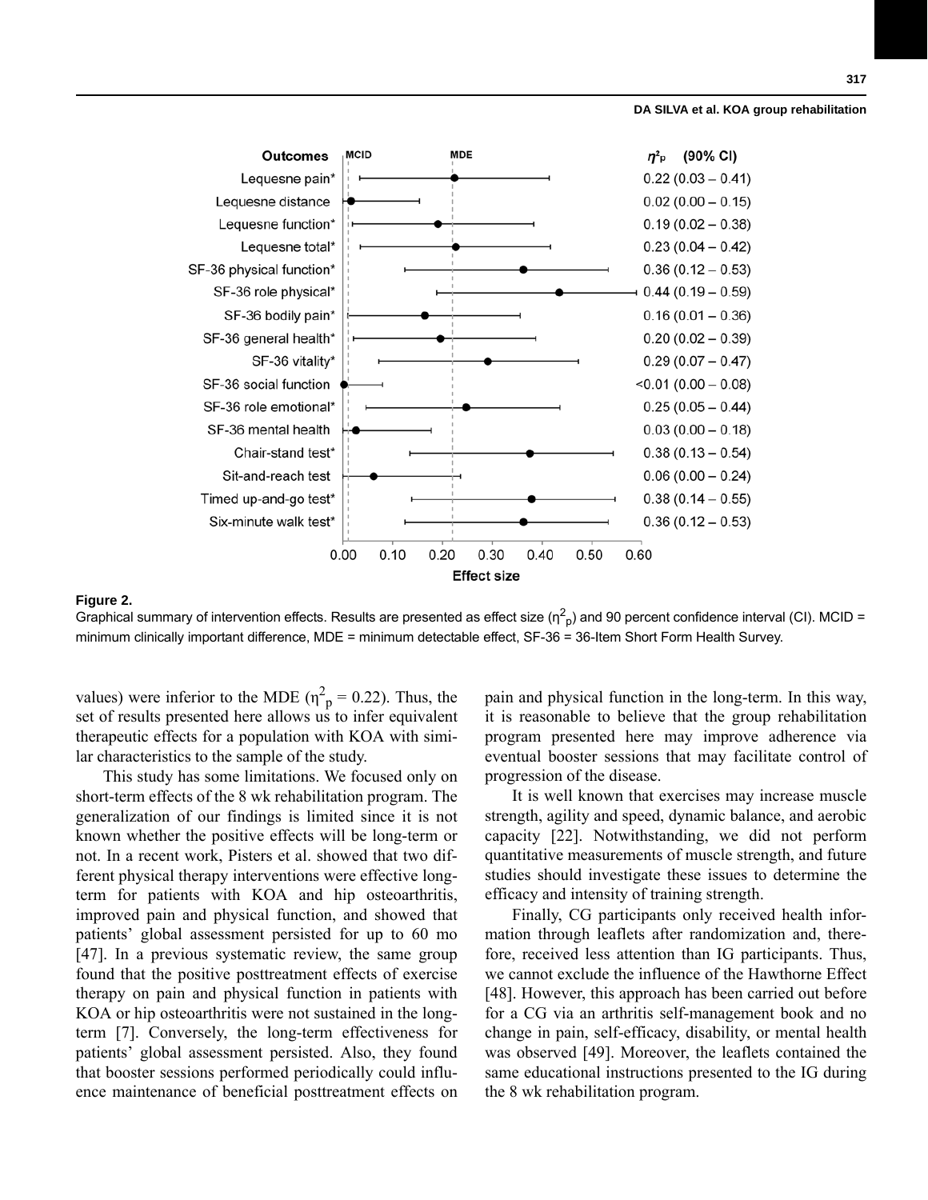| Outcomes | $\eta^2_p$ (90% CI) |
|---|---|
| Lequesne pain* | 0.22 (0.03 – 0.41) |
| Lequesne distance | 0.02 (0.00 – 0.15) |
| Lequesne function* | 0.19 (0.02 – 0.38) |
| Lequesne total* | 0.23 (0.04 – 0.42) |
| SF-36 physical function* | 0.36 (0.12 – 0.53) |
| SF-36 role physical* | 0.44 (0.19 – 0.59) |
| SF-36 bodily pain* | 0.16 (0.01 – 0.36) |
| SF-36 general health* | 0.20 (0.02 – 0.39) |
| SF-36 vitality* | 0.29 (0.07 – 0.47) |
| SF-36 social function | <0.01 (0.00 – 0.08) |
| SF-36 role emotional* | 0.25 (0.05 – 0.44) |
| SF-36 mental health | 0.03 (0.00 – 0.18) |
| Chair-stand test* | 0.38 (0.13 – 0.54) |
| Sit-and-reach test | 0.06 (0.00 – 0.24) |
| Timed up-and-go test* | 0.38 (0.14 – 0.55) |
| Six-minute walk test* | 0.36 (0.12 – 0.53) |

**Figure 2.**
Graphical summary of intervention effects. Results are presented as effect size ($\eta^2_p$) and 90 percent confidence interval (CI). MCID = minimum clinically important difference, MDE = minimum detectable effect, SF-36 = 36-Item Short Form Health Survey.

values) were inferior to the MDE ($\eta^2_p$ = 0.22). Thus, the set of results presented here allows us to infer equivalent therapeutic effects for a population with KOA with similar characteristics to the sample of the study.

This study has some limitations. We focused only on short-term effects of the 8 wk rehabilitation program. The generalization of our findings is limited since it is not known whether the positive effects will be long-term or not. In a recent work, Pisters et al. showed that two different physical therapy interventions were effective long-term for patients with KOA and hip osteoarthritis, improved pain and physical function, and showed that patients' global assessment persisted for up to 60 mo [47]. In a previous systematic review, the same group found that the positive posttreatment effects of exercise therapy on pain and physical function in patients with KOA or hip osteoarthritis were not sustained in the long-term [7]. Conversely, the long-term effectiveness for patients' global assessment persisted. Also, they found that booster sessions performed periodically could influence maintenance of beneficial posttreatment effects on pain and physical function in the long-term. In this way, it is reasonable to believe that the group rehabilitation program presented here may improve adherence via eventual booster sessions that may facilitate control of progression of the disease.

It is well known that exercises may increase muscle strength, agility and speed, dynamic balance, and aerobic capacity [22]. Notwithstanding, we did not perform quantitative measurements of muscle strength, and future studies should investigate these issues to determine the efficacy and intensity of training strength.

Finally, CG participants only received health information through leaflets after randomization and, therefore, received less attention than IG participants. Thus, we cannot exclude the influence of the Hawthorne Effect [48]. However, this approach has been carried out before for a CG via an arthritis self-management book and no change in pain, self-efficacy, disability, or mental health was observed [49]. Moreover, the leaflets contained the same educational instructions presented to the IG during the 8 wk rehabilitation program.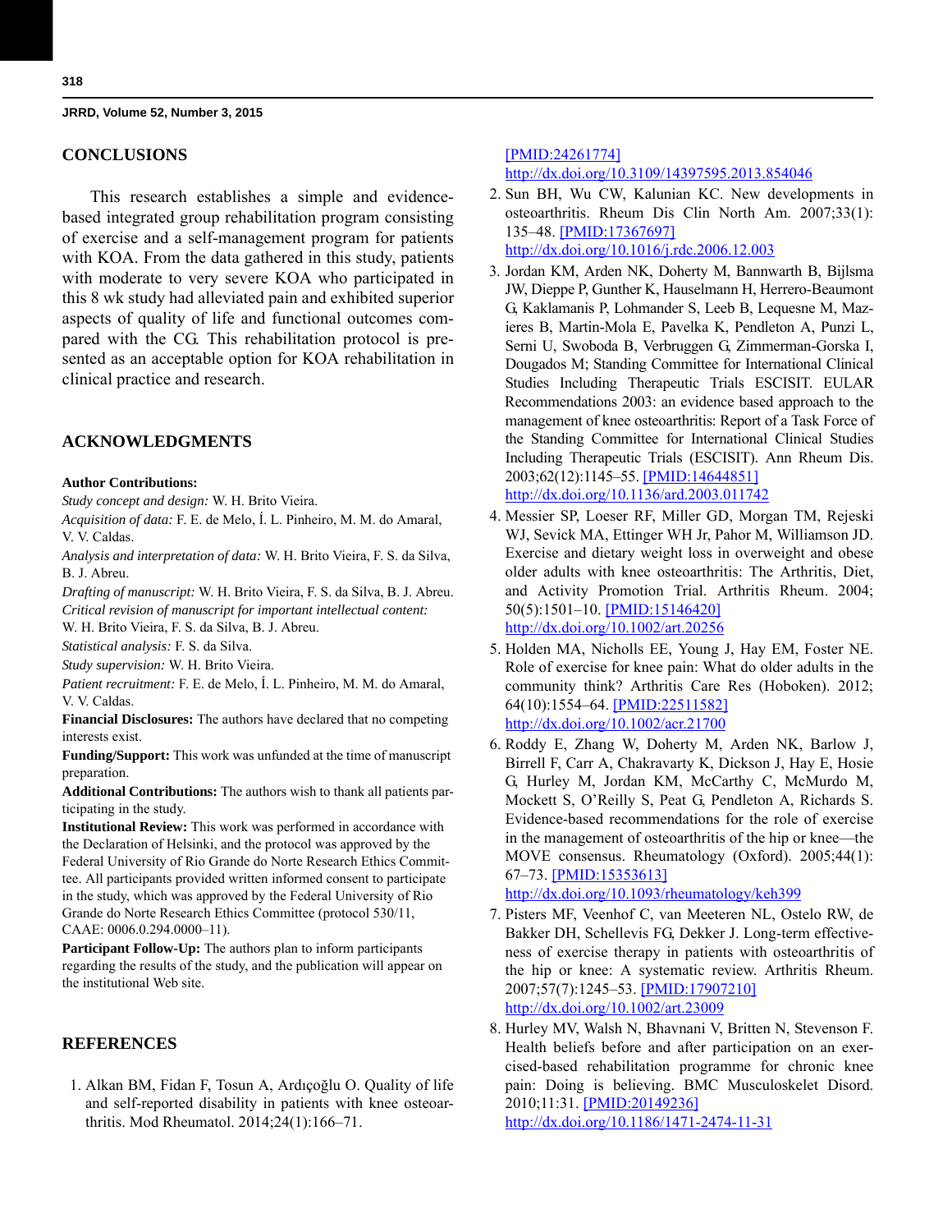## CONCLUSIONS

This research establishes a simple and evidence-based integrated group rehabilitation program consisting of exercise and a self-management program for patients with KOA. From the data gathered in this study, patients with moderate to very severe KOA who participated in this 8 wk study had alleviated pain and exhibited superior aspects of quality of life and functional outcomes compared with the CG. This rehabilitation protocol is presented as an acceptable option for KOA rehabilitation in clinical practice and research.

## ACKNOWLEDGMENTS

**Author Contributions:**
*Study concept and design:* W. H. Brito Vieira.
*Acquisition of data:* F. E. de Melo, Í. L. Pinheiro, M. M. do Amaral, V. V. Caldas.
*Analysis and interpretation of data:* W. H. Brito Vieira, F. S. da Silva, B. J. Abreu.
*Drafting of manuscript:* W. H. Brito Vieira, F. S. da Silva, B. J. Abreu.
*Critical revision of manuscript for important intellectual content:* W. H. Brito Vieira, F. S. da Silva, B. J. Abreu.
*Statistical analysis:* F. S. da Silva.
*Study supervision:* W. H. Brito Vieira.
*Patient recruitment:* F. E. de Melo, Í. L. Pinheiro, M. M. do Amaral, V. V. Caldas.
**Financial Disclosures:** The authors have declared that no competing interests exist.
**Funding/Support:** This work was unfunded at the time of manuscript preparation.
**Additional Contributions:** The authors wish to thank all patients participating in the study.
**Institutional Review:** This work was performed in accordance with the Declaration of Helsinki, and the protocol was approved by the Federal University of Rio Grande do Norte Research Ethics Committee. All participants provided written informed consent to participate in the study, which was approved by the Federal University of Rio Grande do Norte Research Ethics Committee (protocol 530/11, CAAE: 0006.0.294.0000–11).
**Participant Follow-Up:** The authors plan to inform participants regarding the results of the study, and the publication will appear on the institutional Web site.

## REFERENCES

1. Alkan BM, Fidan F, Tosun A, Ardıçoğlu O. Quality of life and self-reported disability in patients with knee osteoarthritis. Mod Rheumatol. 2014;24(1):166–71. [PMID:24261774] http://dx.doi.org/10.3109/14397595.2013.854046
2. Sun BH, Wu CW, Kalunian KC. New developments in osteoarthritis. Rheum Dis Clin North Am. 2007;33(1):135–48. [PMID:17367697] http://dx.doi.org/10.1016/j.rdc.2006.12.003
3. Jordan KM, Arden NK, Doherty M, Bannwarth B, Bijlsma JW, Dieppe P, Gunther K, Hauselmann H, Herrero-Beaumont G, Kaklamanis P, Lohmander S, Leeb B, Lequesne M, Mazieres B, Martin-Mola E, Pavelka K, Pendleton A, Punzi L, Serni U, Swoboda B, Verbruggen G, Zimmerman-Gorska I, Dougados M; Standing Committee for International Clinical Studies Including Therapeutic Trials ESCISIT. EULAR Recommendations 2003: an evidence based approach to the management of knee osteoarthritis: Report of a Task Force of the Standing Committee for International Clinical Studies Including Therapeutic Trials (ESCISIT). Ann Rheum Dis. 2003;62(12):1145–55. [PMID:14644851] http://dx.doi.org/10.1136/ard.2003.011742
4. Messier SP, Loeser RF, Miller GD, Morgan TM, Rejeski WJ, Sevick MA, Ettinger WH Jr, Pahor M, Williamson JD. Exercise and dietary weight loss in overweight and obese older adults with knee osteoarthritis: The Arthritis, Diet, and Activity Promotion Trial. Arthritis Rheum. 2004;50(5):1501–10. [PMID:15146420] http://dx.doi.org/10.1002/art.20256
5. Holden MA, Nicholls EE, Young J, Hay EM, Foster NE. Role of exercise for knee pain: What do older adults in the community think? Arthritis Care Res (Hoboken). 2012;64(10):1554–64. [PMID:22511582] http://dx.doi.org/10.1002/acr.21700
6. Roddy E, Zhang W, Doherty M, Arden NK, Barlow J, Birrell F, Carr A, Chakravarty K, Dickson J, Hay E, Hosie G, Hurley M, Jordan KM, McCarthy C, McMurdo M, Mockett S, O'Reilly S, Peat G, Pendleton A, Richards S. Evidence-based recommendations for the role of exercise in the management of osteoarthritis of the hip or knee—the MOVE consensus. Rheumatology (Oxford). 2005;44(1):67–73. [PMID:15353613] http://dx.doi.org/10.1093/rheumatology/keh399
7. Pisters MF, Veenhof C, van Meeteren NL, Ostelo RW, de Bakker DH, Schellevis FG, Dekker J. Long-term effectiveness of exercise therapy in patients with osteoarthritis of the hip or knee: A systematic review. Arthritis Rheum. 2007;57(7):1245–53. [PMID:17907210] http://dx.doi.org/10.1002/art.23009
8. Hurley MV, Walsh N, Bhavnani V, Britten N, Stevenson F. Health beliefs before and after participation on an exercised-based rehabilitation programme for chronic knee pain: Doing is believing. BMC Musculoskelet Disord. 2010;11:31. [PMID:20149236] http://dx.doi.org/10.1186/1471-2474-11-31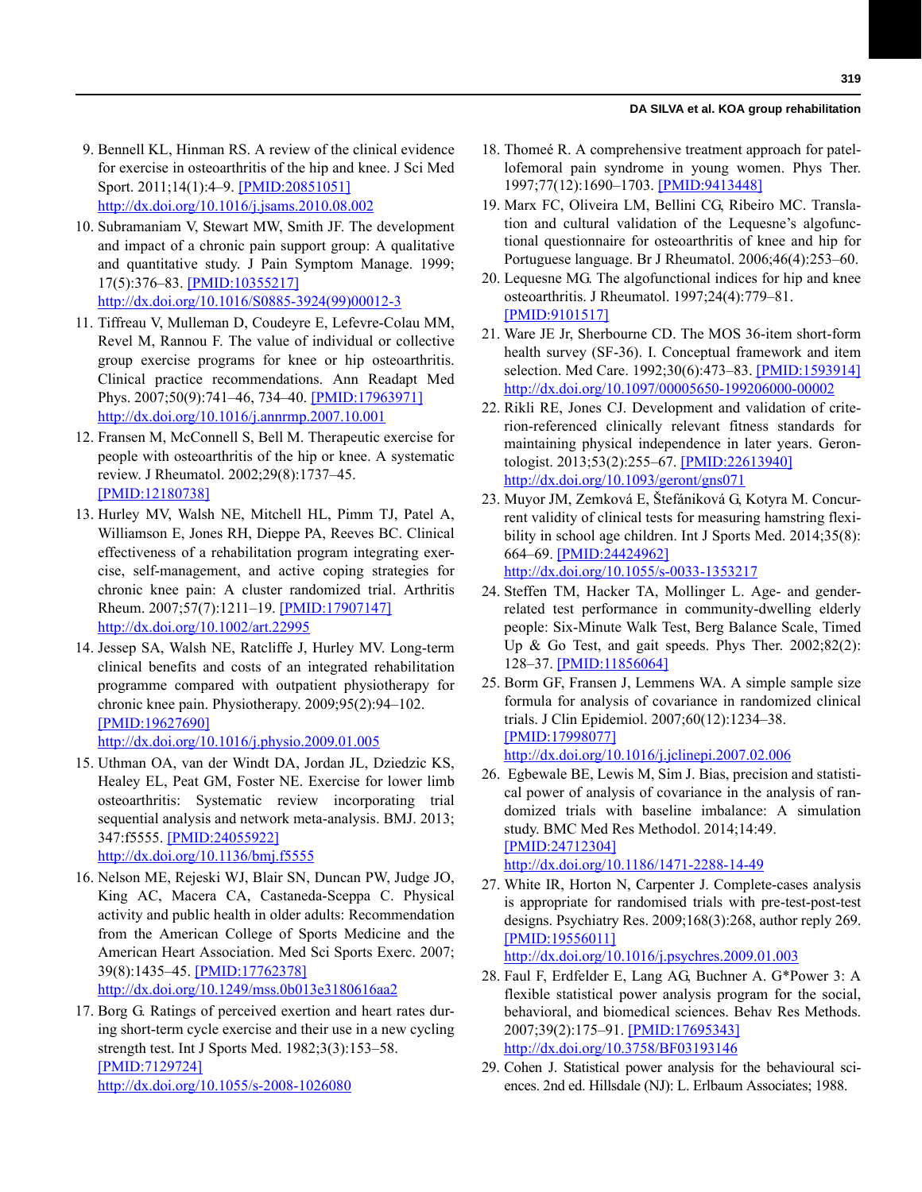9. Bennell KL, Hinman RS. A review of the clinical evidence for exercise in osteoarthritis of the hip and knee. J Sci Med Sport. 2011;14(1):4–9. [PMID:20851051] http://dx.doi.org/10.1016/j.jsams.2010.08.002
10. Subramaniam V, Stewart MW, Smith JF. The development and impact of a chronic pain support group: A qualitative and quantitative study. J Pain Symptom Manage. 1999; 17(5):376–83. [PMID:10355217] http://dx.doi.org/10.1016/S0885-3924(99)00012-3
11. Tiffreau V, Mulleman D, Coudeyre E, Lefevre-Colau MM, Revel M, Rannou F. The value of individual or collective group exercise programs for knee or hip osteoarthritis. Clinical practice recommendations. Ann Readapt Med Phys. 2007;50(9):741–46, 734–40. [PMID:17963971] http://dx.doi.org/10.1016/j.annrmp.2007.10.001
12. Fransen M, McConnell S, Bell M. Therapeutic exercise for people with osteoarthritis of the hip or knee. A systematic review. J Rheumatol. 2002;29(8):1737–45. [PMID:12180738]
13. Hurley MV, Walsh NE, Mitchell HL, Pimm TJ, Patel A, Williamson E, Jones RH, Dieppe PA, Reeves BC. Clinical effectiveness of a rehabilitation program integrating exercise, self-management, and active coping strategies for chronic knee pain: A cluster randomized trial. Arthritis Rheum. 2007;57(7):1211–19. [PMID:17907147] http://dx.doi.org/10.1002/art.22995
14. Jessep SA, Walsh NE, Ratcliffe J, Hurley MV. Long-term clinical benefits and costs of an integrated rehabilitation programme compared with outpatient physiotherapy for chronic knee pain. Physiotherapy. 2009;95(2):94–102. [PMID:19627690] http://dx.doi.org/10.1016/j.physio.2009.01.005
15. Uthman OA, van der Windt DA, Jordan JL, Dziedzic KS, Healey EL, Peat GM, Foster NE. Exercise for lower limb osteoarthritis: Systematic review incorporating trial sequential analysis and network meta-analysis. BMJ. 2013; 347:f5555. [PMID:24055922] http://dx.doi.org/10.1136/bmj.f5555
16. Nelson ME, Rejeski WJ, Blair SN, Duncan PW, Judge JO, King AC, Macera CA, Castaneda-Sceppa C. Physical activity and public health in older adults: Recommendation from the American College of Sports Medicine and the American Heart Association. Med Sci Sports Exerc. 2007; 39(8):1435–45. [PMID:17762378] http://dx.doi.org/10.1249/mss.0b013e3180616aa2
17. Borg G. Ratings of perceived exertion and heart rates during short-term cycle exercise and their use in a new cycling strength test. Int J Sports Med. 1982;3(3):153–58. [PMID:7129724] http://dx.doi.org/10.1055/s-2008-1026080
18. Thomeé R. A comprehensive treatment approach for patellofemoral pain syndrome in young women. Phys Ther. 1997;77(12):1690–1703. [PMID:9413448]
19. Marx FC, Oliveira LM, Bellini CG, Ribeiro MC. Translation and cultural validation of the Lequesne's algofunctional questionnaire for osteoarthritis of knee and hip for Portuguese language. Br J Rheumatol. 2006;46(4):253–60.
20. Lequesne MG. The algofunctional indices for hip and knee osteoarthritis. J Rheumatol. 1997;24(4):779–81. [PMID:9101517]
21. Ware JE Jr, Sherbourne CD. The MOS 36-item short-form health survey (SF-36). I. Conceptual framework and item selection. Med Care. 1992;30(6):473–83. [PMID:1593914] http://dx.doi.org/10.1097/00005650-199206000-00002
22. Rikli RE, Jones CJ. Development and validation of criterion-referenced clinically relevant fitness standards for maintaining physical independence in later years. Gerontologist. 2013;53(2):255–67. [PMID:22613940] http://dx.doi.org/10.1093/geront/gns071
23. Muyor JM, Zemková E, Štefániková G, Kotyra M. Concurrent validity of clinical tests for measuring hamstring flexibility in school age children. Int J Sports Med. 2014;35(8): 664–69. [PMID:24424962] http://dx.doi.org/10.1055/s-0033-1353217
24. Steffen TM, Hacker TA, Mollinger L. Age- and gender-related test performance in community-dwelling elderly people: Six-Minute Walk Test, Berg Balance Scale, Timed Up & Go Test, and gait speeds. Phys Ther. 2002;82(2): 128–37. [PMID:11856064]
25. Borm GF, Fransen J, Lemmens WA. A simple sample size formula for analysis of covariance in randomized clinical trials. J Clin Epidemiol. 2007;60(12):1234–38. [PMID:17998077] http://dx.doi.org/10.1016/j.jclinepi.2007.02.006
26. Egbewale BE, Lewis M, Sim J. Bias, precision and statistical power of analysis of covariance in the analysis of randomized trials with baseline imbalance: A simulation study. BMC Med Res Methodol. 2014;14:49. [PMID:24712304] http://dx.doi.org/10.1186/1471-2288-14-49
27. White IR, Horton N, Carpenter J. Complete-cases analysis is appropriate for randomised trials with pre-test-post-test designs. Psychiatry Res. 2009;168(3):268, author reply 269. [PMID:19556011] http://dx.doi.org/10.1016/j.psychres.2009.01.003
28. Faul F, Erdfelder E, Lang AG, Buchner A. G*Power 3: A flexible statistical power analysis program for the social, behavioral, and biomedical sciences. Behav Res Methods. 2007;39(2):175–91. [PMID:17695343] http://dx.doi.org/10.3758/BF03193146
29. Cohen J. Statistical power analysis for the behavioural sciences. 2nd ed. Hillsdale (NJ): L. Erlbaum Associates; 1988.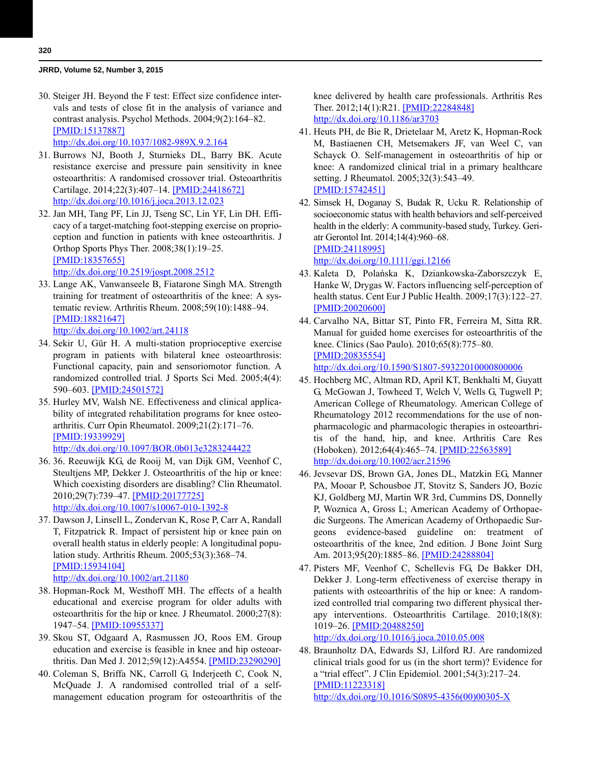30. Steiger JH. Beyond the F test: Effect size confidence intervals and tests of close fit in the analysis of variance and contrast analysis. Psychol Methods. 2004;9(2):164–82. [PMID:15137887] http://dx.doi.org/10.1037/1082-989X.9.2.164
31. Burrows NJ, Booth J, Sturnieks DL, Barry BK. Acute resistance exercise and pressure pain sensitivity in knee osteoarthritis: A randomised crossover trial. Osteoarthritis Cartilage. 2014;22(3):407–14. [PMID:24418672] http://dx.doi.org/10.1016/j.joca.2013.12.023
32. Jan MH, Tang PF, Lin JJ, Tseng SC, Lin YF, Lin DH. Efficacy of a target-matching foot-stepping exercise on proprioception and function in patients with knee osteoarthritis. J Orthop Sports Phys Ther. 2008;38(1):19–25. [PMID:18357655] http://dx.doi.org/10.2519/jospt.2008.2512
33. Lange AK, Vanwanseele B, Fiatarone Singh MA. Strength training for treatment of osteoarthritis of the knee: A systematic review. Arthritis Rheum. 2008;59(10):1488–94. [PMID:18821647] http://dx.doi.org/10.1002/art.24118
34. Sekir U, Gür H. A multi-station proprioceptive exercise program in patients with bilateral knee osteoarthrosis: Functional capacity, pain and sensoriomotor function. A randomized controlled trial. J Sports Sci Med. 2005;4(4): 590–603. [PMID:24501572]
35. Hurley MV, Walsh NE. Effectiveness and clinical applicability of integrated rehabilitation programs for knee osteoarthritis. Curr Opin Rheumatol. 2009;21(2):171–76. [PMID:19339929] http://dx.doi.org/10.1097/BOR.0b013e3283244422
36. 36. Reeuwijk KG, de Rooij M, van Dijk GM, Veenhof C, Steultjens MP, Dekker J. Osteoarthritis of the hip or knee: Which coexisting disorders are disabling? Clin Rheumatol. 2010;29(7):739–47. [PMID:20177725] http://dx.doi.org/10.1007/s10067-010-1392-8
37. Dawson J, Linsell L, Zondervan K, Rose P, Carr A, Randall T, Fitzpatrick R. Impact of persistent hip or knee pain on overall health status in elderly people: A longitudinal population study. Arthritis Rheum. 2005;53(3):368–74. [PMID:15934104] http://dx.doi.org/10.1002/art.21180
38. Hopman-Rock M, Westhoff MH. The effects of a health educational and exercise program for older adults with osteoarthritis for the hip or knee. J Rheumatol. 2000;27(8): 1947–54. [PMID:10955337]
39. Skou ST, Odgaard A, Rasmussen JO, Roos EM. Group education and exercise is feasible in knee and hip osteoarthritis. Dan Med J. 2012;59(12):A4554. [PMID:23290290]
40. Coleman S, Briffa NK, Carroll G, Inderjeeth C, Cook N, McQuade J. A randomised controlled trial of a self-management education program for osteoarthritis of the knee delivered by health care professionals. Arthritis Res Ther. 2012;14(1):R21. [PMID:22284848] http://dx.doi.org/10.1186/ar3703
41. Heuts PH, de Bie R, Drietelaar M, Aretz K, Hopman-Rock M, Bastiaenen CH, Metsemakers JF, van Weel C, van Schayck O. Self-management in osteoarthritis of hip or knee: A randomized clinical trial in a primary healthcare setting. J Rheumatol. 2005;32(3):543–49. [PMID:15742451]
42. Simsek H, Doganay S, Budak R, Ucku R. Relationship of socioeconomic status with health behaviors and self-perceived health in the elderly: A community-based study, Turkey. Geriatr Gerontol Int. 2014;14(4):960–68. [PMID:24118995] http://dx.doi.org/10.1111/ggi.12166
43. Kaleta D, Polańska K, Dziankowska-Zaborszczyk E, Hanke W, Drygas W. Factors influencing self-perception of health status. Cent Eur J Public Health. 2009;17(3):122–27. [PMID:20020600]
44. Carvalho NA, Bittar ST, Pinto FR, Ferreira M, Sitta RR. Manual for guided home exercises for osteoarthritis of the knee. Clinics (Sao Paulo). 2010;65(8):775–80. [PMID:20835554] http://dx.doi.org/10.1590/S1807-59322010000800006
45. Hochberg MC, Altman RD, April KT, Benkhalti M, Guyatt G, McGowan J, Towheed T, Welch V, Wells G, Tugwell P; American College of Rheumatology. American College of Rheumatology 2012 recommendations for the use of non-pharmacologic and pharmacologic therapies in osteoarthritis of the hand, hip, and knee. Arthritis Care Res (Hoboken). 2012;64(4):465–74. [PMID:22563589] http://dx.doi.org/10.1002/acr.21596
46. Jevsevar DS, Brown GA, Jones DL, Matzkin EG, Manner PA, Mooar P, Schousboe JT, Stovitz S, Sanders JO, Bozic KJ, Goldberg MJ, Martin WR 3rd, Cummins DS, Donnelly P, Woznica A, Gross L; American Academy of Orthopaedic Surgeons. The American Academy of Orthopaedic Surgeons evidence-based guideline on: treatment of osteoarthritis of the knee, 2nd edition. J Bone Joint Surg Am. 2013;95(20):1885–86. [PMID:24288804]
47. Pisters MF, Veenhof C, Schellevis FG, De Bakker DH, Dekker J. Long-term effectiveness of exercise therapy in patients with osteoarthritis of the hip or knee: A randomized controlled trial comparing two different physical therapy interventions. Osteoarthritis Cartilage. 2010;18(8): 1019–26. [PMID:20488250] http://dx.doi.org/10.1016/j.joca.2010.05.008
48. Braunholtz DA, Edwards SJ, Lilford RJ. Are randomized clinical trials good for us (in the short term)? Evidence for a "trial effect". J Clin Epidemiol. 2001;54(3):217–24. [PMID:11223318] http://dx.doi.org/10.1016/S0895-4356(00)00305-X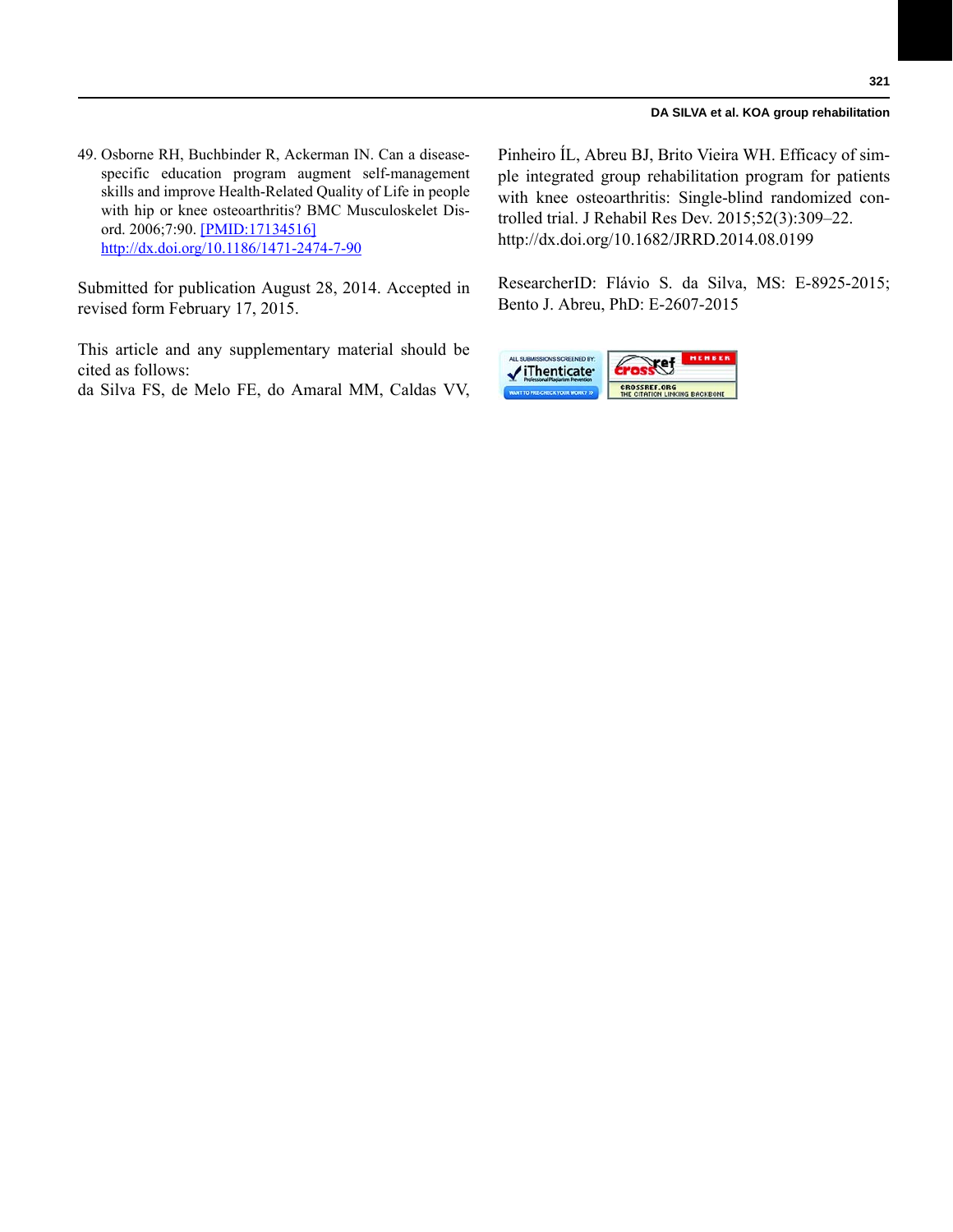49. Osborne RH, Buchbinder R, Ackerman IN. Can a disease-specific education program augment self-management skills and improve Health-Related Quality of Life in people with hip or knee osteoarthritis? BMC Musculoskelet Disord. 2006;7:90. [PMID:17134516] http://dx.doi.org/10.1186/1471-2474-7-90

Submitted for publication August 28, 2014. Accepted in revised form February 17, 2015.

This article and any supplementary material should be cited as follows:
da Silva FS, de Melo FE, do Amaral MM, Caldas VV, Pinheiro ÍL, Abreu BJ, Brito Vieira WH. Efficacy of simple integrated group rehabilitation program for patients with knee osteoarthritis: Single-blind randomized controlled trial. J Rehabil Res Dev. 2015;52(3):309–22. http://dx.doi.org/10.1682/JRRD.2014.08.0199

ResearcherID: Flávio S. da Silva, MS: E-8925-2015; Bento J. Abreu, PhD: E-2607-2015